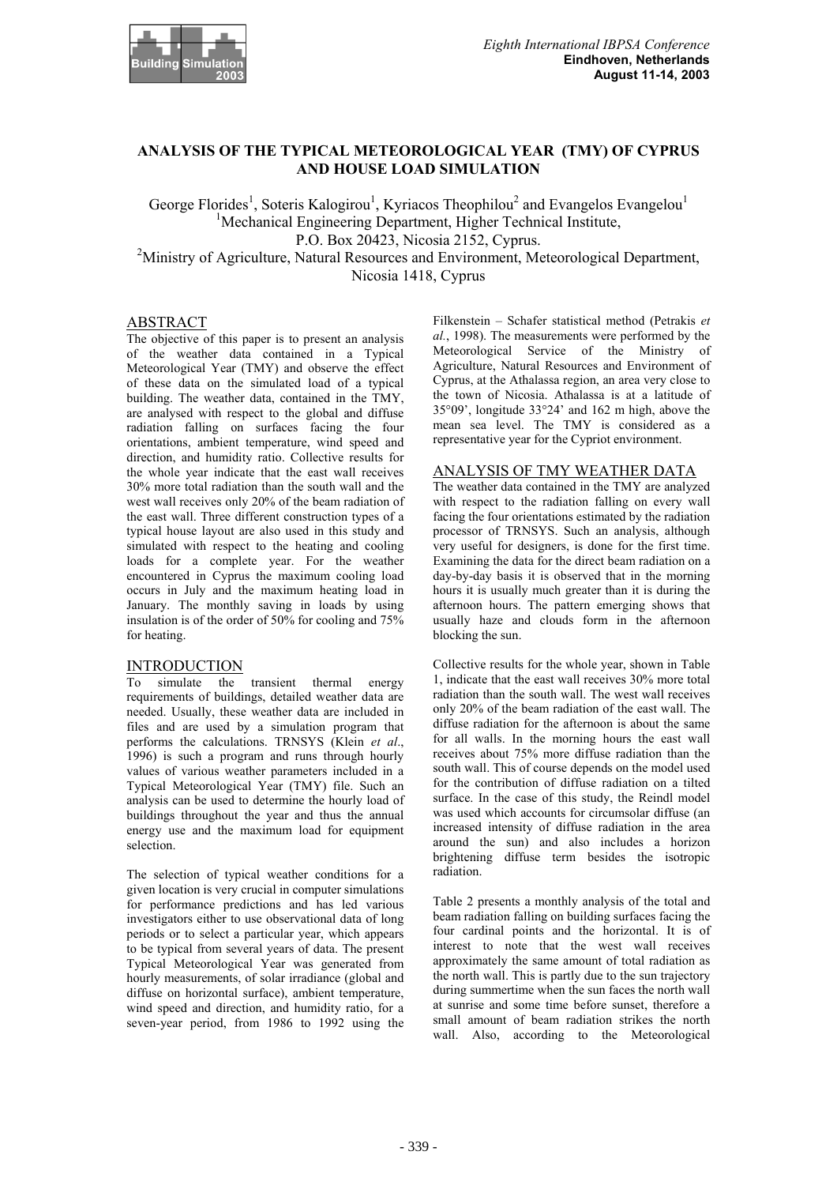# ANALYSIS OF THE TYPICAL METEOROLOGICAL YEAR (TMY) OF CYPRUS AND HOUSE LOAD SIMULATION

George Florides[1], Soteris Kalogirou[1], Kyriacos Theophilou[2] and Evangelos Evangelou[1]
[1]Mechanical Engineering Department, Higher Technical Institute, P.O. Box 20423, Nicosia 2152, Cyprus.
[2]Ministry of Agriculture, Natural Resources and Environment, Meteorological Department, Nicosia 1418, Cyprus

## ABSTRACT

The objective of this paper is to present an analysis of the weather data contained in a Typical Meteorological Year (TMY) and observe the effect of these data on the simulated load of a typical building. The weather data, contained in the TMY, are analysed with respect to the global and diffuse radiation falling on surfaces facing the four orientations, ambient temperature, wind speed and direction, and humidity ratio. Collective results for the whole year indicate that the east wall receives 30% more total radiation than the south wall and the west wall receives only 20% of the beam radiation of the east wall. Three different construction types of a typical house layout are also used in this study and simulated with respect to the heating and cooling loads for a complete year. For the weather encountered in Cyprus the maximum cooling load occurs in July and the maximum heating load in January. The monthly saving in loads by using insulation is of the order of 50% for cooling and 75% for heating.

## INTRODUCTION

To simulate the transient thermal energy requirements of buildings, detailed weather data are needed. Usually, these weather data are included in files and are used by a simulation program that performs the calculations. TRNSYS (Klein *et al*., 1996) is such a program and runs through hourly values of various weather parameters included in a Typical Meteorological Year (TMY) file. Such an analysis can be used to determine the hourly load of buildings throughout the year and thus the annual energy use and the maximum load for equipment selection.

The selection of typical weather conditions for a given location is very crucial in computer simulations for performance predictions and has led various investigators either to use observational data of long periods or to select a particular year, which appears to be typical from several years of data. The present Typical Meteorological Year was generated from hourly measurements, of solar irradiance (global and diffuse on horizontal surface), ambient temperature, wind speed and direction, and humidity ratio, for a seven-year period, from 1986 to 1992 using the Filkenstein – Schafer statistical method (Petrakis *et al.*, 1998). The measurements were performed by the Meteorological Service of the Ministry of Agriculture, Natural Resources and Environment of Cyprus, at the Athalassa region, an area very close to the town of Nicosia. Athalassa is at a latitude of 35°09', longitude 33°24' and 162 m high, above the mean sea level. The TMY is considered as a representative year for the Cypriot environment.

## ANALYSIS OF TMY WEATHER DATA

The weather data contained in the TMY are analyzed with respect to the radiation falling on every wall facing the four orientations estimated by the radiation processor of TRNSYS. Such an analysis, although very useful for designers, is done for the first time. Examining the data for the direct beam radiation on a day-by-day basis it is observed that in the morning hours it is usually much greater than it is during the afternoon hours. The pattern emerging shows that usually haze and clouds form in the afternoon blocking the sun.

Collective results for the whole year, shown in Table 1, indicate that the east wall receives 30% more total radiation than the south wall. The west wall receives only 20% of the beam radiation of the east wall. The diffuse radiation for the afternoon is about the same for all walls. In the morning hours the east wall receives about 75% more diffuse radiation than the south wall. This of course depends on the model used for the contribution of diffuse radiation on a tilted surface. In the case of this study, the Reindl model was used which accounts for circumsolar diffuse (an increased intensity of diffuse radiation in the area around the sun) and also includes a horizon brightening diffuse term besides the isotropic radiation.

Table 2 presents a monthly analysis of the total and beam radiation falling on building surfaces facing the four cardinal points and the horizontal. It is of interest to note that the west wall receives approximately the same amount of total radiation as the north wall. This is partly due to the sun trajectory during summertime when the sun faces the north wall at sunrise and some time before sunset, therefore a small amount of beam radiation strikes the north wall. Also, according to the Meteorological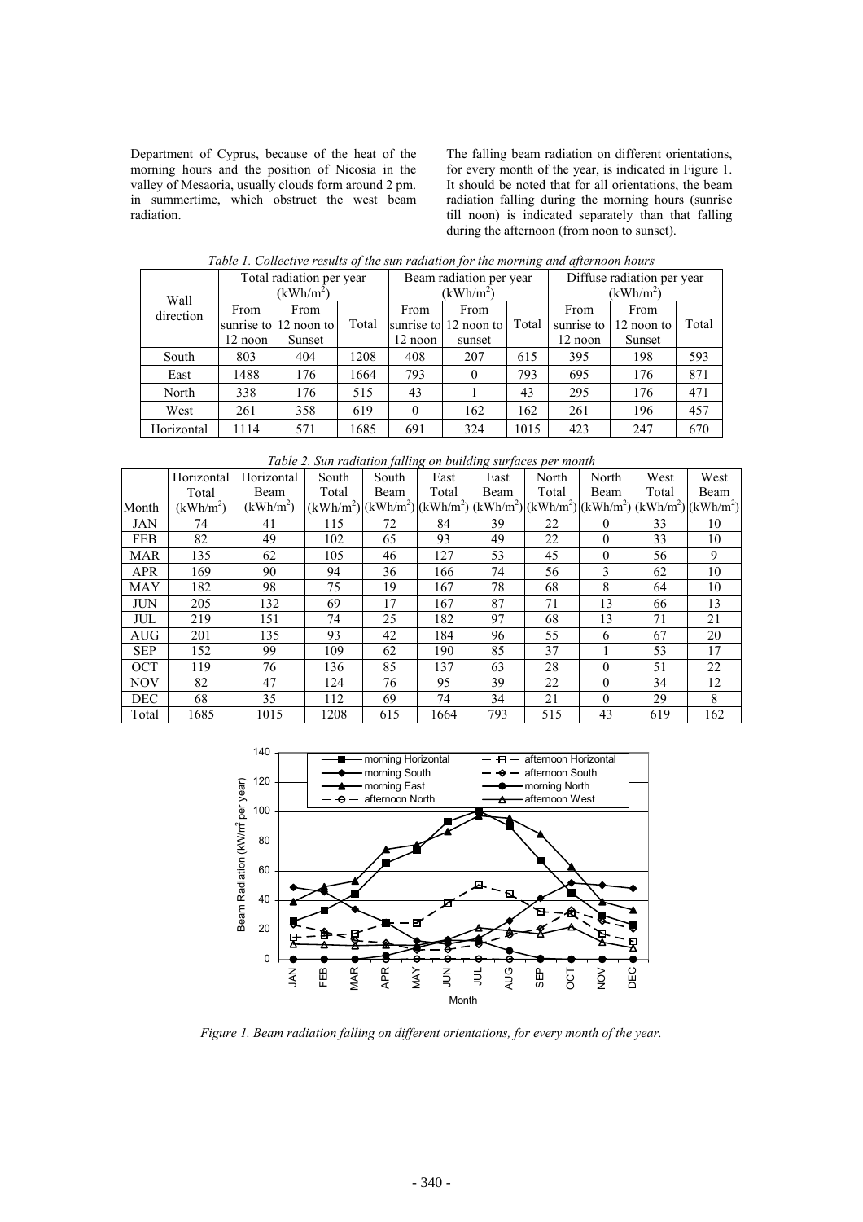Department of Cyprus, because of the heat of the morning hours and the position of Nicosia in the valley of Mesaoria, usually clouds form around 2 pm. in summertime, which obstruct the west beam radiation.

The falling beam radiation on different orientations, for every month of the year, is indicated in Figure 1. It should be noted that for all orientations, the beam radiation falling during the morning hours (sunrise till noon) is indicated separately than that falling during the afternoon (from noon to sunset).

*Table 1. Collective results of the sun radiation for the morning and afternoon hours*

| Wall direction | Total radiation per year ($kWh/m^2$) | | | Beam radiation per year ($kWh/m^2$) | | | Diffuse radiation per year ($kWh/m^2$) | | |
|---|---|---|---|---|---|---|---|---|---|
| | From sunrise to 12 noon | From 12 noon to Sunset | Total | From sunrise to 12 noon | From 12 noon to sunset | Total | From sunrise to 12 noon | From 12 noon to Sunset | Total |
| South | 803 | 404 | 1208 | 408 | 207 | 615 | 395 | 198 | 593 |
| East | 1488 | 176 | 1664 | 793 | 0 | 793 | 695 | 176 | 871 |
| North | 338 | 176 | 515 | 43 | 1 | 43 | 295 | 176 | 471 |
| West | 261 | 358 | 619 | 0 | 162 | 162 | 261 | 196 | 457 |
| Horizontal | 1114 | 571 | 1685 | 691 | 324 | 1015 | 423 | 247 | 670 |

*Table 2. Sun radiation falling on building surfaces per month*

| Month | Horizontal Total ($kWh/m^2$) | Horizontal Beam ($kWh/m^2$) | South Total ($kWh/m^2$) | South Beam ($kWh/m^2$) | East Total ($kWh/m^2$) | East Beam ($kWh/m^2$) | North Total ($kWh/m^2$) | North Beam ($kWh/m^2$) | West Total ($kWh/m^2$) | West Beam ($kWh/m^2$) |
|---|---|---|---|---|---|---|---|---|---|---|
| JAN | 74 | 41 | 115 | 72 | 84 | 39 | 22 | 0 | 33 | 10 |
| FEB | 82 | 49 | 102 | 65 | 93 | 49 | 22 | 0 | 33 | 10 |
| MAR | 135 | 62 | 105 | 46 | 127 | 53 | 45 | 0 | 56 | 9 |
| APR | 169 | 90 | 94 | 36 | 166 | 74 | 56 | 3 | 62 | 10 |
| MAY | 182 | 98 | 75 | 19 | 167 | 78 | 68 | 8 | 64 | 10 |
| JUN | 205 | 132 | 69 | 17 | 167 | 87 | 71 | 13 | 66 | 13 |
| JUL | 219 | 151 | 74 | 25 | 182 | 97 | 68 | 13 | 71 | 21 |
| AUG | 201 | 135 | 93 | 42 | 184 | 96 | 55 | 6 | 67 | 20 |
| SEP | 152 | 99 | 109 | 62 | 190 | 85 | 37 | 1 | 53 | 17 |
| OCT | 119 | 76 | 136 | 85 | 137 | 63 | 28 | 0 | 51 | 22 |
| NOV | 82 | 47 | 124 | 76 | 95 | 39 | 22 | 0 | 34 | 12 |
| DEC | 68 | 35 | 112 | 69 | 74 | 34 | 21 | 0 | 29 | 8 |
| Total | 1685 | 1015 | 1208 | 615 | 1664 | 793 | 515 | 43 | 619 | 162 |

*Figure 1. Beam radiation falling on different orientations, for every month of the year.*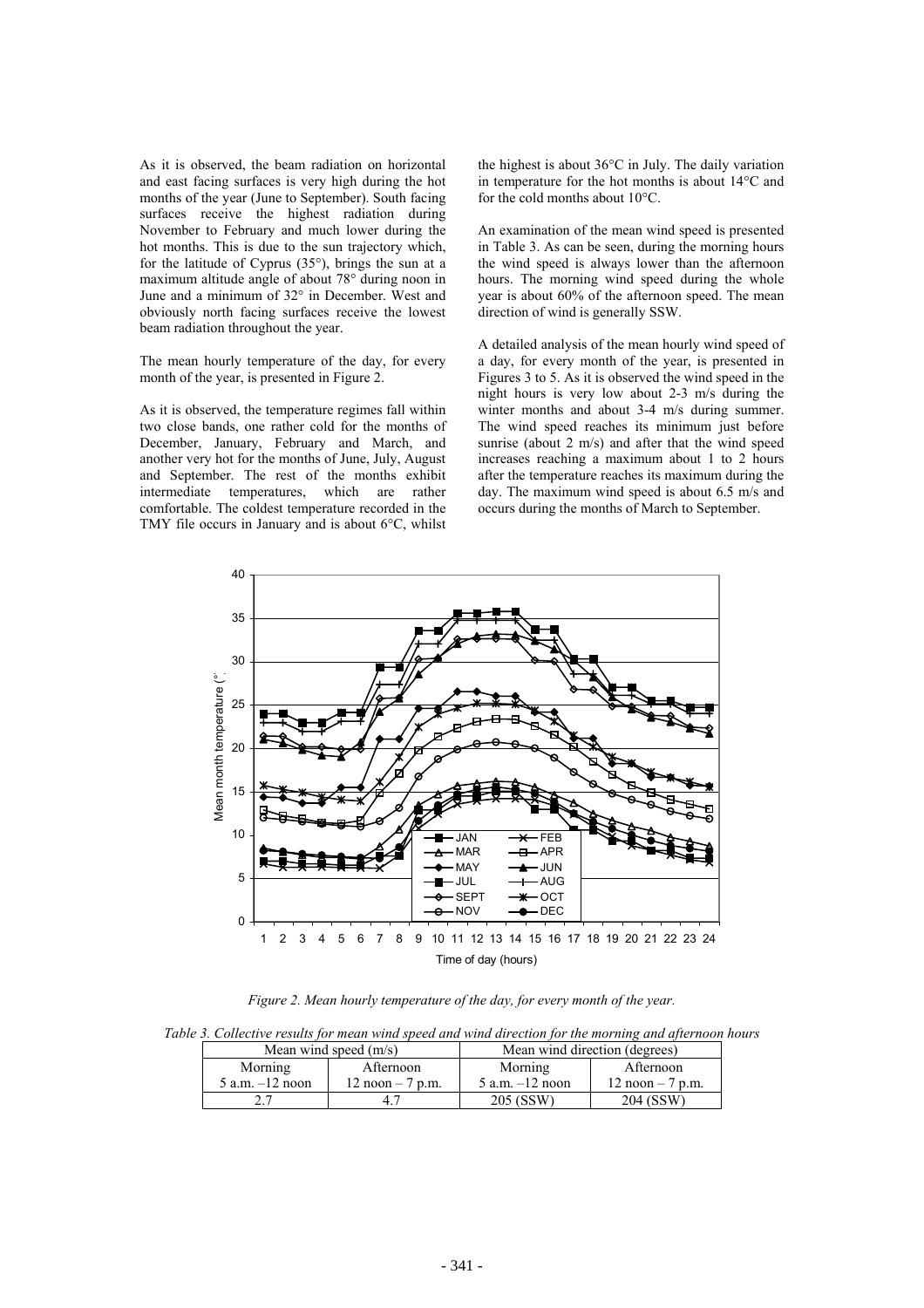As it is observed, the beam radiation on horizontal and east facing surfaces is very high during the hot months of the year (June to September). South facing surfaces receive the highest radiation during November to February and much lower during the hot months. This is due to the sun trajectory which, for the latitude of Cyprus (35°), brings the sun at a maximum altitude angle of about 78° during noon in June and a minimum of 32° in December. West and obviously north facing surfaces receive the lowest beam radiation throughout the year.

The mean hourly temperature of the day, for every month of the year, is presented in Figure 2.

As it is observed, the temperature regimes fall within two close bands, one rather cold for the months of December, January, February and March, and another very hot for the months of June, July, August and September. The rest of the months exhibit intermediate temperatures, which are rather comfortable. The coldest temperature recorded in the TMY file occurs in January and is about 6°C, whilst the highest is about 36°C in July. The daily variation in temperature for the hot months is about 14°C and for the cold months about 10°C.

An examination of the mean wind speed is presented in Table 3. As can be seen, during the morning hours the wind speed is always lower than the afternoon hours. The morning wind speed during the whole year is about 60% of the afternoon speed. The mean direction of wind is generally SSW.

A detailed analysis of the mean hourly wind speed of a day, for every month of the year, is presented in Figures 3 to 5. As it is observed the wind speed in the night hours is very low about 2-3 m/s during the winter months and about 3-4 m/s during summer. The wind speed reaches its minimum just before sunrise (about 2 m/s) and after that the wind speed increases reaching a maximum about 1 to 2 hours after the temperature reaches its maximum during the day. The maximum wind speed is about 6.5 m/s and occurs during the months of March to September.

*Figure 2. Mean hourly temperature of the day, for every month of the year.*

*Table 3. Collective results for mean wind speed and wind direction for the morning and afternoon hours*

| Mean wind speed (m/s) | | Mean wind direction (degrees) | |
|---|---|---|---|
| Morning<br>5 a.m. –12 noon | Afternoon<br>12 noon – 7 p.m. | Morning<br>5 a.m. –12 noon | Afternoon<br>12 noon – 7 p.m. |
| 2.7 | 4.7 | 205 (SSW) | 204 (SSW) |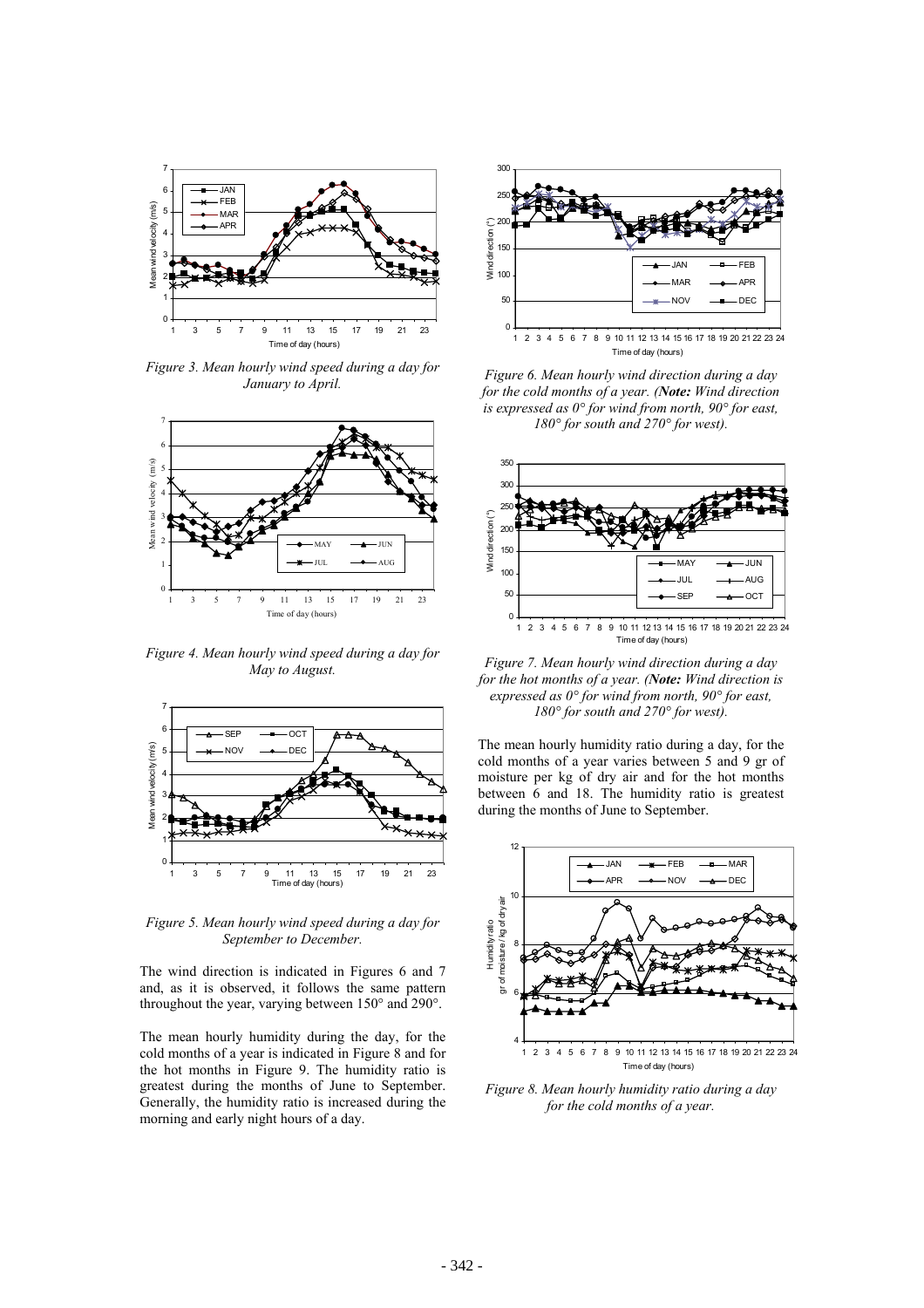*Figure 3. Mean hourly wind speed during a day for January to April.*

*Figure 4. Mean hourly wind speed during a day for May to August.*

*Figure 5. Mean hourly wind speed during a day for September to December.*

The wind direction is indicated in Figures 6 and 7 and, as it is observed, it follows the same pattern throughout the year, varying between 150° and 290°.

The mean hourly humidity during the day, for the cold months of a year is indicated in Figure 8 and for the hot months in Figure 9. The humidity ratio is greatest during the months of June to September. Generally, the humidity ratio is increased during the morning and early night hours of a day.

*Figure 6. Mean hourly wind direction during a day for the cold months of a year. (**Note:** Wind direction is expressed as 0° for wind from north, 90° for east, 180° for south and 270° for west).*

*Figure 7. Mean hourly wind direction during a day for the hot months of a year. (**Note:** Wind direction is expressed as 0° for wind from north, 90° for east, 180° for south and 270° for west).*

The mean hourly humidity ratio during a day, for the cold months of a year varies between 5 and 9 gr of moisture per kg of dry air and for the hot months between 6 and 18. The humidity ratio is greatest during the months of June to September.

*Figure 8. Mean hourly humidity ratio during a day for the cold months of a year.*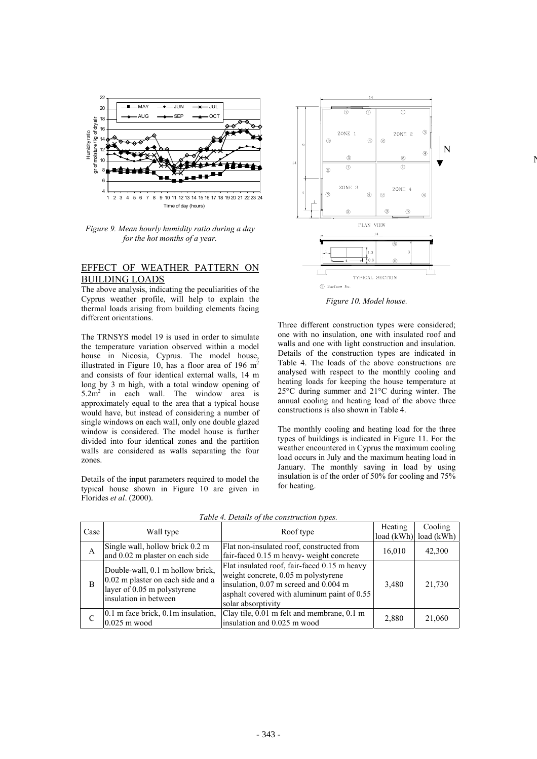*Figure 9. Mean hourly humidity ratio during a day for the hot months of a year.*

## EFFECT OF WEATHER PATTERN ON BUILDING LOADS

The above analysis, indicating the peculiarities of the Cyprus weather profile, will help to explain the thermal loads arising from building elements facing different orientations.

The TRNSYS model 19 is used in order to simulate the temperature variation observed within a model house in Nicosia, Cyprus. The model house, illustrated in Figure 10, has a floor area of 196 $m^2$ and consists of four identical external walls, 14 m long by 3 m high, with a total window opening of 5.2$m^2$ in each wall. The window area is approximately equal to the area that a typical house would have, but instead of considering a number of single windows on each wall, only one double glazed window is considered. The model house is further divided into four identical zones and the partition walls are considered as walls separating the four zones.

Details of the input parameters required to model the typical house shown in Figure 10 are given in Florides *et al*. (2000).

*Figure 10. Model house.*

Three different construction types were considered; one with no insulation, one with insulated roof and walls and one with light construction and insulation. Details of the construction types are indicated in Table 4. The loads of the above constructions are analysed with respect to the monthly cooling and heating loads for keeping the house temperature at 25°C during summer and 21°C during winter. The annual cooling and heating load of the above three constructions is also shown in Table 4.

The monthly cooling and heating load for the three types of buildings is indicated in Figure 11. For the weather encountered in Cyprus the maximum cooling load occurs in July and the maximum heating load in January. The monthly saving in load by using insulation is of the order of 50% for cooling and 75% for heating.

*Table 4. Details of the construction types.*

| Case | Wall type | Roof type | Heating load (kWh) | Cooling load (kWh) |
|---|---|---|---|---|
| A | Single wall, hollow brick 0.2 m and 0.02 m plaster on each side | Flat non-insulated roof, constructed from fair-faced 0.15 m heavy- weight concrete | 16,010 | 42,300 |
| B | Double-wall, 0.1 m hollow brick, 0.02 m plaster on each side and a layer of 0.05 m polystyrene insulation in between | Flat insulated roof, fair-faced 0.15 m heavy weight concrete, 0.05 m polystyrene insulation, 0.07 m screed and 0.004 m asphalt covered with aluminum paint of 0.55 solar absorptivity | 3,480 | 21,730 |
| C | 0.1 m face brick, 0.1m insulation, 0.025 m wood | Clay tile, 0.01 m felt and membrane, 0.1 m insulation and 0.025 m wood | 2,880 | 21,060 |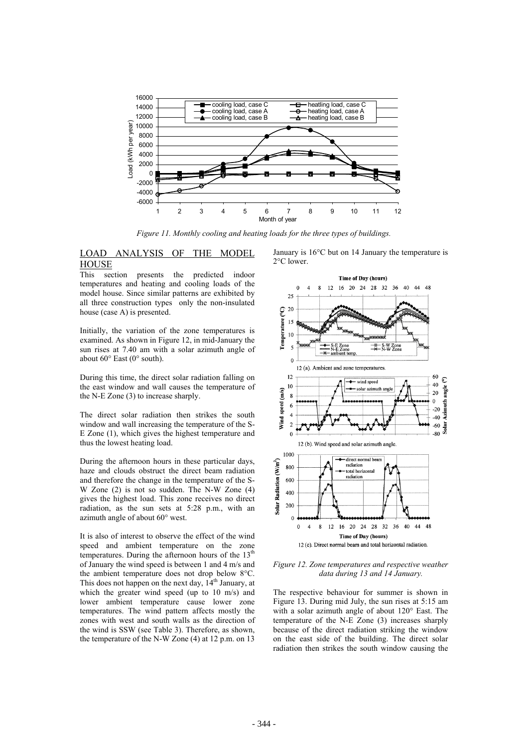*Figure 11. Monthly cooling and heating loads for the three types of buildings.*

## LOAD ANALYSIS OF THE MODEL HOUSE

This section presents the predicted indoor temperatures and heating and cooling loads of the model house. Since similar patterns are exhibited by all three construction types only the non-insulated house (case A) is presented.

Initially, the variation of the zone temperatures is examined. As shown in Figure 12, in mid-January the sun rises at 7.40 am with a solar azimuth angle of about 60° East (0° south).

During this time, the direct solar radiation falling on the east window and wall causes the temperature of the N-E Zone (3) to increase sharply.

The direct solar radiation then strikes the south window and wall increasing the temperature of the S-E Zone (1), which gives the highest temperature and thus the lowest heating load.

During the afternoon hours in these particular days, haze and clouds obstruct the direct beam radiation and therefore the change in the temperature of the S-W Zone (2) is not so sudden. The N-W Zone (4) gives the highest load. This zone receives no direct radiation, as the sun sets at 5:28 p.m., with an azimuth angle of about 60° west.

It is also of interest to observe the effect of the wind speed and ambient temperature on the zone temperatures. During the afternoon hours of the 13th of January the wind speed is between 1 and 4 m/s and the ambient temperature does not drop below 8°C. This does not happen on the next day, 14th January, at which the greater wind speed (up to 10 m/s) and lower ambient temperature cause lower zone temperatures. The wind pattern affects mostly the zones with west and south walls as the direction of the wind is SSW (see Table 3). Therefore, as shown, the temperature of the N-W Zone (4) at 12 p.m. on 13 January is 16°C but on 14 January the temperature is 2°C lower.

12 (a). Ambient and zone temperatures.

12 (b). Wind speed and solar azimuth angle.

12 (c). Direct normal beam and total horizontal radiation.

*Figure 12. Zone temperatures and respective weather data during 13 and 14 January.*

The respective behaviour for summer is shown in Figure 13. During mid July, the sun rises at 5:15 am with a solar azimuth angle of about 120° East. The temperature of the N-E Zone (3) increases sharply because of the direct radiation striking the window on the east side of the building. The direct solar radiation then strikes the south window causing the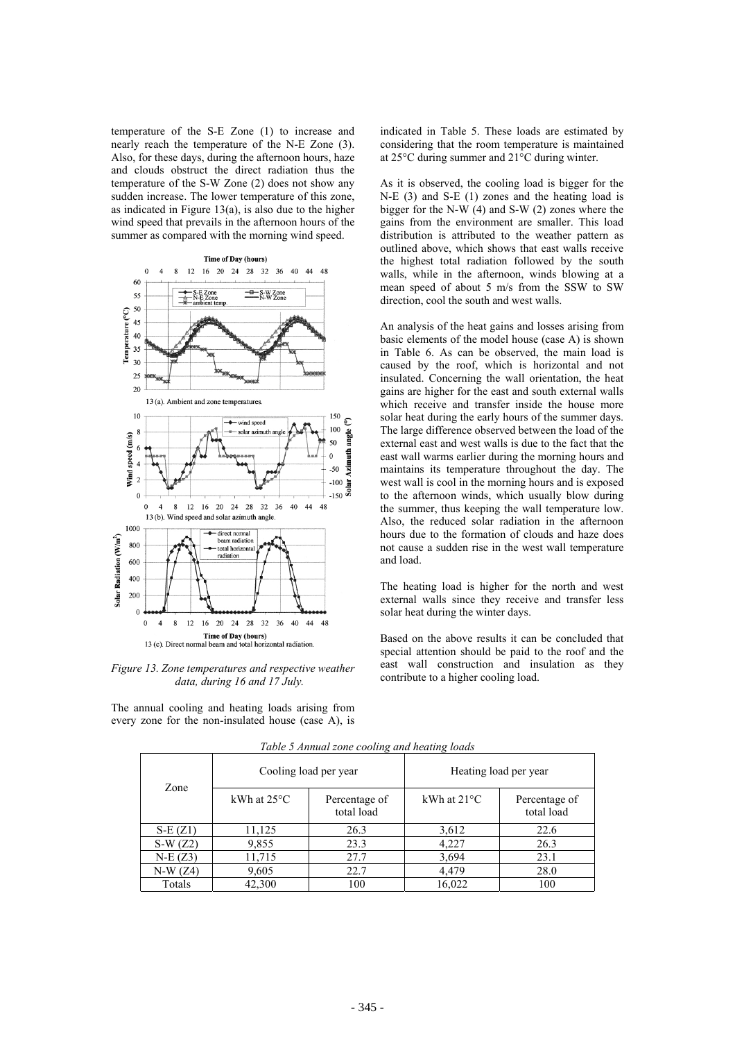temperature of the S-E Zone (1) to increase and nearly reach the temperature of the N-E Zone (3). Also, for these days, during the afternoon hours, haze and clouds obstruct the direct radiation thus the temperature of the S-W Zone (2) does not show any sudden increase. The lower temperature of this zone, as indicated in Figure 13(a), is also due to the higher wind speed that prevails in the afternoon hours of the summer as compared with the morning wind speed.

*Figure 13. Zone temperatures and respective weather data, during 16 and 17 July.*

The annual cooling and heating loads arising from every zone for the non-insulated house (case A), is indicated in Table 5. These loads are estimated by considering that the room temperature is maintained at 25°C during summer and 21°C during winter.

As it is observed, the cooling load is bigger for the N-E (3) and S-E (1) zones and the heating load is bigger for the N-W (4) and S-W (2) zones where the gains from the environment are smaller. This load distribution is attributed to the weather pattern as outlined above, which shows that east walls receive the highest total radiation followed by the south walls, while in the afternoon, winds blowing at a mean speed of about 5 m/s from the SSW to SW direction, cool the south and west walls.

An analysis of the heat gains and losses arising from basic elements of the model house (case A) is shown in Table 6. As can be observed, the main load is caused by the roof, which is horizontal and not insulated. Concerning the wall orientation, the heat gains are higher for the east and south external walls which receive and transfer inside the house more solar heat during the early hours of the summer days. The large difference observed between the load of the external east and west walls is due to the fact that the east wall warms earlier during the morning hours and maintains its temperature throughout the day. The west wall is cool in the morning hours and is exposed to the afternoon winds, which usually blow during the summer, thus keeping the wall temperature low. Also, the reduced solar radiation in the afternoon hours due to the formation of clouds and haze does not cause a sudden rise in the west wall temperature and load.

The heating load is higher for the north and west external walls since they receive and transfer less solar heat during the winter days.

Based on the above results it can be concluded that special attention should be paid to the roof and the east wall construction and insulation as they contribute to a higher cooling load.

*Table 5 Annual zone cooling and heating loads*

| Zone | Cooling load per year | | Heating load per year | |
|---|---|---|---|---|
| | kWh at 25°C | Percentage of total load | kWh at 21°C | Percentage of total load |
| S-E (Z1) | 11,125 | 26.3 | 3,612 | 22.6 |
| S-W (Z2) | 9,855 | 23.3 | 4,227 | 26.3 |
| N-E (Z3) | 11,715 | 27.7 | 3,694 | 23.1 |
| N-W (Z4) | 9,605 | 22.7 | 4,479 | 28.0 |
| Totals | 42,300 | 100 | 16,022 | 100 |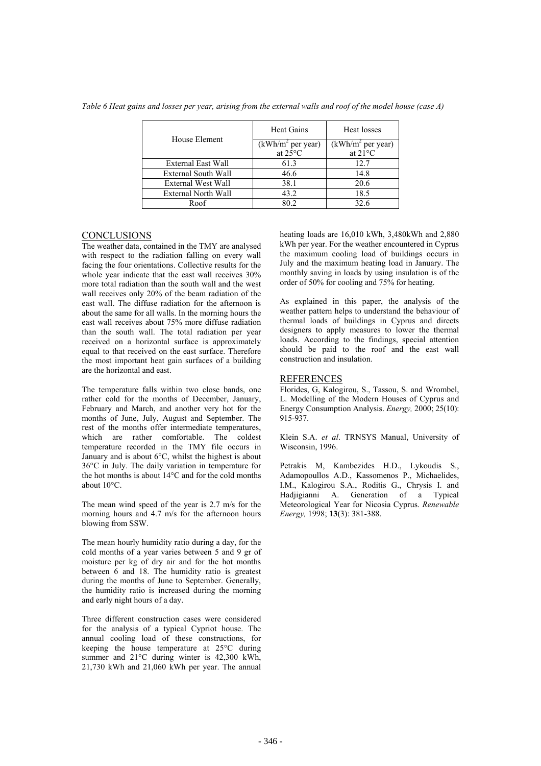*Table 6 Heat gains and losses per year, arising from the external walls and roof of the model house (case A)*

| House Element | Heat Gains | Heat losses |
|---|---|---|
| | ($kWh/m^2$ per year) at 25°C | ($kWh/m^2$ per year) at 21°C |
| External East Wall | 61.3 | 12.7 |
| External South Wall | 46.6 | 14.8 |
| External West Wall | 38.1 | 20.6 |
| External North Wall | 43.2 | 18.5 |
| Roof | 80.2 | 32.6 |

## CONCLUSIONS

The weather data, contained in the TMY are analysed with respect to the radiation falling on every wall facing the four orientations. Collective results for the whole year indicate that the east wall receives 30% more total radiation than the south wall and the west wall receives only 20% of the beam radiation of the east wall. The diffuse radiation for the afternoon is about the same for all walls. In the morning hours the east wall receives about 75% more diffuse radiation than the south wall. The total radiation per year received on a horizontal surface is approximately equal to that received on the east surface. Therefore the most important heat gain surfaces of a building are the horizontal and east.

The temperature falls within two close bands, one rather cold for the months of December, January, February and March, and another very hot for the months of June, July, August and September. The rest of the months offer intermediate temperatures, which are rather comfortable. The coldest temperature recorded in the TMY file occurs in January and is about 6°C, whilst the highest is about 36°C in July. The daily variation in temperature for the hot months is about 14°C and for the cold months about 10°C.

The mean wind speed of the year is 2.7 m/s for the morning hours and 4.7 m/s for the afternoon hours blowing from SSW.

The mean hourly humidity ratio during a day, for the cold months of a year varies between 5 and 9 gr of moisture per kg of dry air and for the hot months between 6 and 18. The humidity ratio is greatest during the months of June to September. Generally, the humidity ratio is increased during the morning and early night hours of a day.

Three different construction cases were considered for the analysis of a typical Cypriot house. The annual cooling load of these constructions, for keeping the house temperature at 25°C during summer and 21°C during winter is 42,300 kWh, 21,730 kWh and 21,060 kWh per year. The annual heating loads are 16,010 kWh, 3,480kWh and 2,880 kWh per year. For the weather encountered in Cyprus the maximum cooling load of buildings occurs in July and the maximum heating load in January. The monthly saving in loads by using insulation is of the order of 50% for cooling and 75% for heating.

As explained in this paper, the analysis of the weather pattern helps to understand the behaviour of thermal loads of buildings in Cyprus and directs designers to apply measures to lower the thermal loads. According to the findings, special attention should be paid to the roof and the east wall construction and insulation.

## REFERENCES

Florides, G, Kalogirou, S., Tassou, S. and Wrombel, L. Modelling of the Modern Houses of Cyprus and Energy Consumption Analysis. *Energy,* 2000; 25(10): 915-937.

Klein S.A. *et al*. TRNSYS Manual, University of Wisconsin, 1996.

Petrakis M, Kambezides H.D., Lykoudis S., Adamopoullos A.D., Kassomenos P., Michaelides, I.M., Kalogirou S.A., Roditis G., Chrysis I. and Hadjigianni A. Generation of a Typical Meteorological Year for Nicosia Cyprus. *Renewable Energy,* 1998; **13**(3): 381-388.